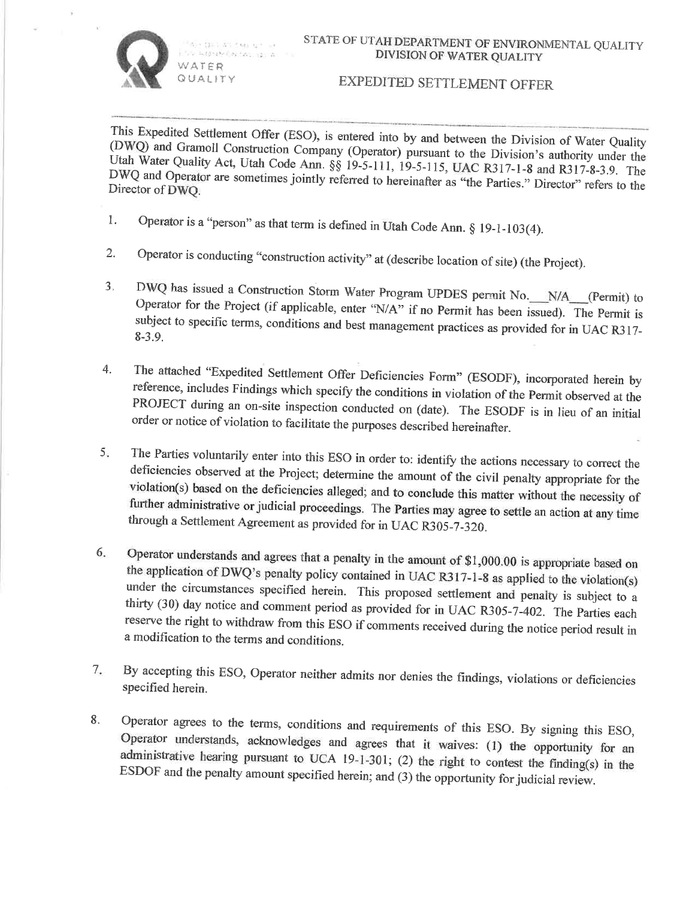STATE OF UTAH DEPARTMENT OF ENVIRONMENTAL QUALITY
DIVISION OF WATER QUALITY

# EXPEDITED SETTLEMENT OFFER

This Expedited Settlement Offer (ESO), is entered into by and between the Division of Water Quality (DWQ) and Gramoll Construction Company (Operator) pursuant to the Division's authority under the Utah Water Quality Act, Utah Code Ann. §§ 19-5-111, 19-5-115, UAC R317-1-8 and R317-8-3.9. The DWQ and Operator are sometimes jointly referred to hereinafter as "the Parties." Director" refers to the Director of DWQ.

1. Operator is a "person" as that term is defined in Utah Code Ann. § 19-1-103(4).

2. Operator is conducting "construction activity" at (describe location of site) (the Project).

3. DWQ has issued a Construction Storm Water Program UPDES permit No. \_\_N/A\_\_ (Permit) to Operator for the Project (if applicable, enter "N/A" if no Permit has been issued). The Permit is subject to specific terms, conditions and best management practices as provided for in UAC R317-8-3.9.

4. The attached "Expedited Settlement Offer Deficiencies Form" (ESODF), incorporated herein by reference, includes Findings which specify the conditions in violation of the Permit observed at the PROJECT during an on-site inspection conducted on (date). The ESODF is in lieu of an initial order or notice of violation to facilitate the purposes described hereinafter.

5. The Parties voluntarily enter into this ESO in order to: identify the actions necessary to correct the deficiencies observed at the Project; determine the amount of the civil penalty appropriate for the violation(s) based on the deficiencies alleged; and to conclude this matter without the necessity of further administrative or judicial proceedings. The Parties may agree to settle an action at any time through a Settlement Agreement as provided for in UAC R305-7-320.

6. Operator understands and agrees that a penalty in the amount of $1,000.00 is appropriate based on the application of DWQ's penalty policy contained in UAC R317-1-8 as applied to the violation(s) under the circumstances specified herein. This proposed settlement and penalty is subject to a thirty (30) day notice and comment period as provided for in UAC R305-7-402. The Parties each reserve the right to withdraw from this ESO if comments received during the notice period result in a modification to the terms and conditions.

7. By accepting this ESO, Operator neither admits nor denies the findings, violations or deficiencies specified herein.

8. Operator agrees to the terms, conditions and requirements of this ESO. By signing this ESO, Operator understands, acknowledges and agrees that it waives: (1) the opportunity for an administrative hearing pursuant to UCA 19-1-301; (2) the right to contest the finding(s) in the ESDOF and the penalty amount specified herein; and (3) the opportunity for judicial review.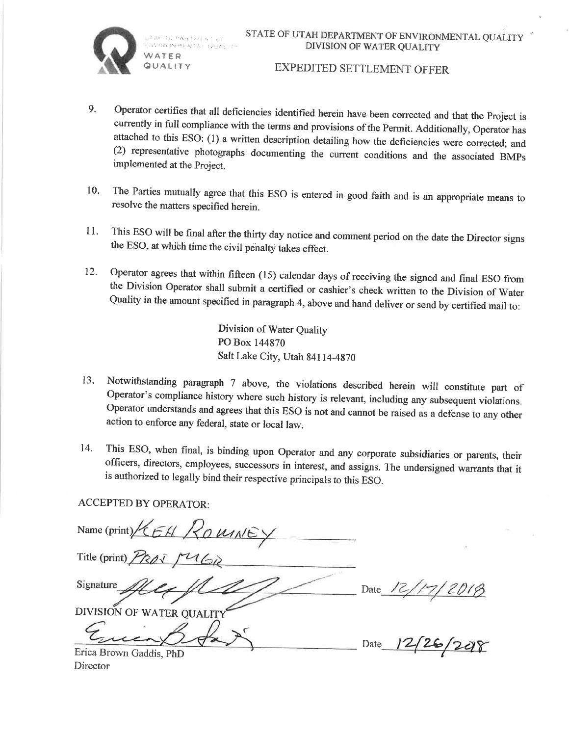STATE OF UTAH DEPARTMENT OF ENVIRONMENTAL QUALITY
DIVISION OF WATER QUALITY

EXPEDITED SETTLEMENT OFFER

9. Operator certifies that all deficiencies identified herein have been corrected and that the Project is currently in full compliance with the terms and provisions of the Permit. Additionally, Operator has attached to this ESO: (1) a written description detailing how the deficiencies were corrected; and (2) representative photographs documenting the current conditions and the associated BMPs implemented at the Project.

10. The Parties mutually agree that this ESO is entered in good faith and is an appropriate means to resolve the matters specified herein.

11. This ESO will be final after the thirty day notice and comment period on the date the Director signs the ESO, at which time the civil penalty takes effect.

12. Operator agrees that within fifteen (15) calendar days of receiving the signed and final ESO from the Division Operator shall submit a certified or cashier's check written to the Division of Water Quality in the amount specified in paragraph 4, above and hand deliver or send by certified mail to:

Division of Water Quality
PO Box 144870
Salt Lake City, Utah 84114-4870

13. Notwithstanding paragraph 7 above, the violations described herein will constitute part of Operator's compliance history where such history is relevant, including any subsequent violations. Operator understands and agrees that this ESO is not and cannot be raised as a defense to any other action to enforce any federal, state or local law.

14. This ESO, when final, is binding upon Operator and any corporate subsidiaries or parents, their officers, directors, employees, successors in interest, and assigns. The undersigned warrants that it is authorized to legally bind their respective principals to this ESO.

ACCEPTED BY OPERATOR:

Name (print) KEH ROMNEY

Title (print) PROJ MGR

Signature [signature] Date 12/17/2018

DIVISION OF WATER QUALITY

[signature] Date 12/26/2018

Erica Brown Gaddis, PhD
Director